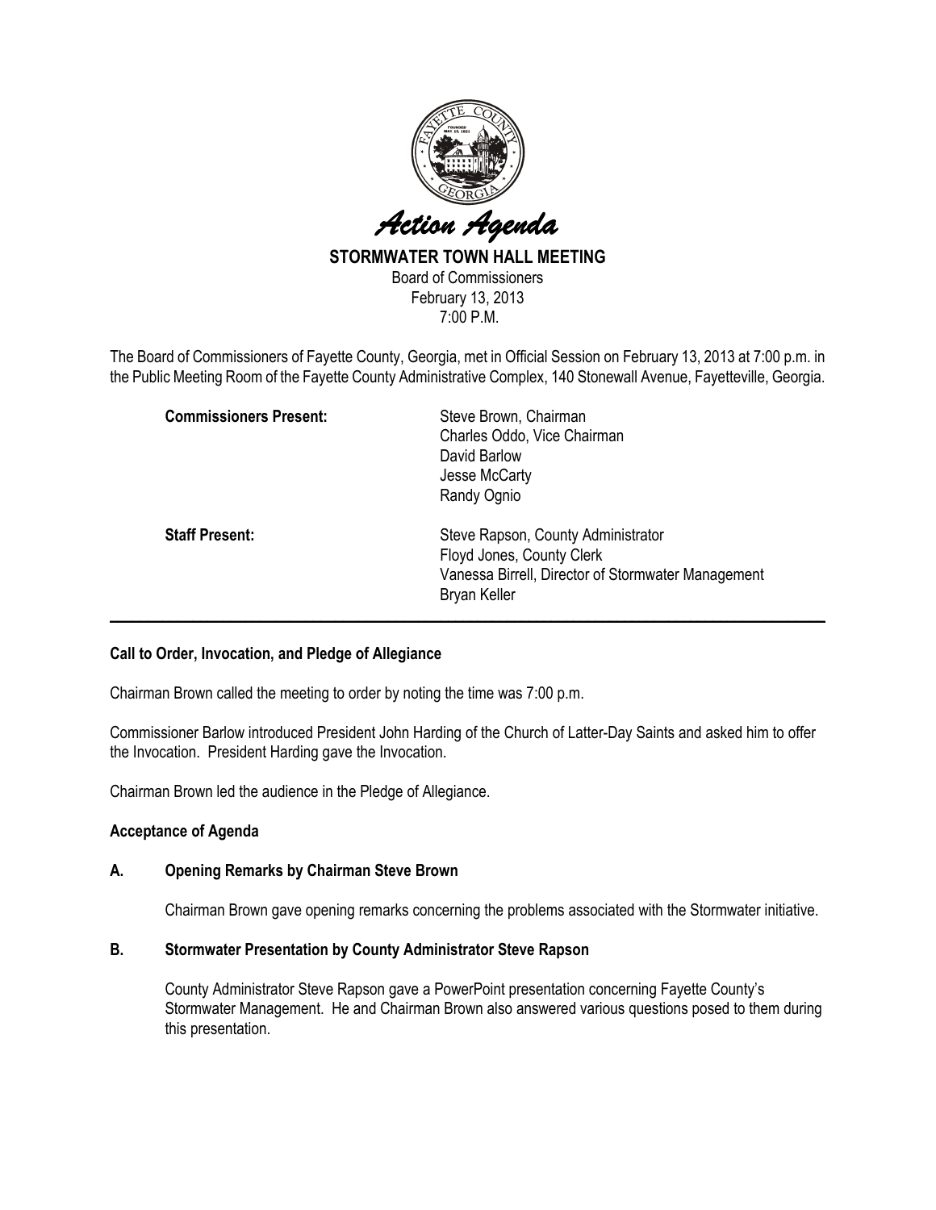# *Action Agenda*

## STORMWATER TOWN HALL MEETING

Board of Commissioners
February 13, 2013
7:00 P.M.

The Board of Commissioners of Fayette County, Georgia, met in Official Session on February 13, 2013 at 7:00 p.m. in the Public Meeting Room of the Fayette County Administrative Complex, 140 Stonewall Avenue, Fayetteville, Georgia.

**Commissioners Present:**
Steve Brown, Chairman
Charles Oddo, Vice Chairman
David Barlow
Jesse McCarty
Randy Ognio

**Staff Present:**
Steve Rapson, County Administrator
Floyd Jones, County Clerk
Vanessa Birrell, Director of Stormwater Management
Bryan Keller

---

**Call to Order, Invocation, and Pledge of Allegiance**

Chairman Brown called the meeting to order by noting the time was 7:00 p.m.

Commissioner Barlow introduced President John Harding of the Church of Latter-Day Saints and asked him to offer the Invocation. President Harding gave the Invocation.

Chairman Brown led the audience in the Pledge of Allegiance.

**Acceptance of Agenda**

**A. Opening Remarks by Chairman Steve Brown**

Chairman Brown gave opening remarks concerning the problems associated with the Stormwater initiative.

**B. Stormwater Presentation by County Administrator Steve Rapson**

County Administrator Steve Rapson gave a PowerPoint presentation concerning Fayette County's Stormwater Management. He and Chairman Brown also answered various questions posed to them during this presentation.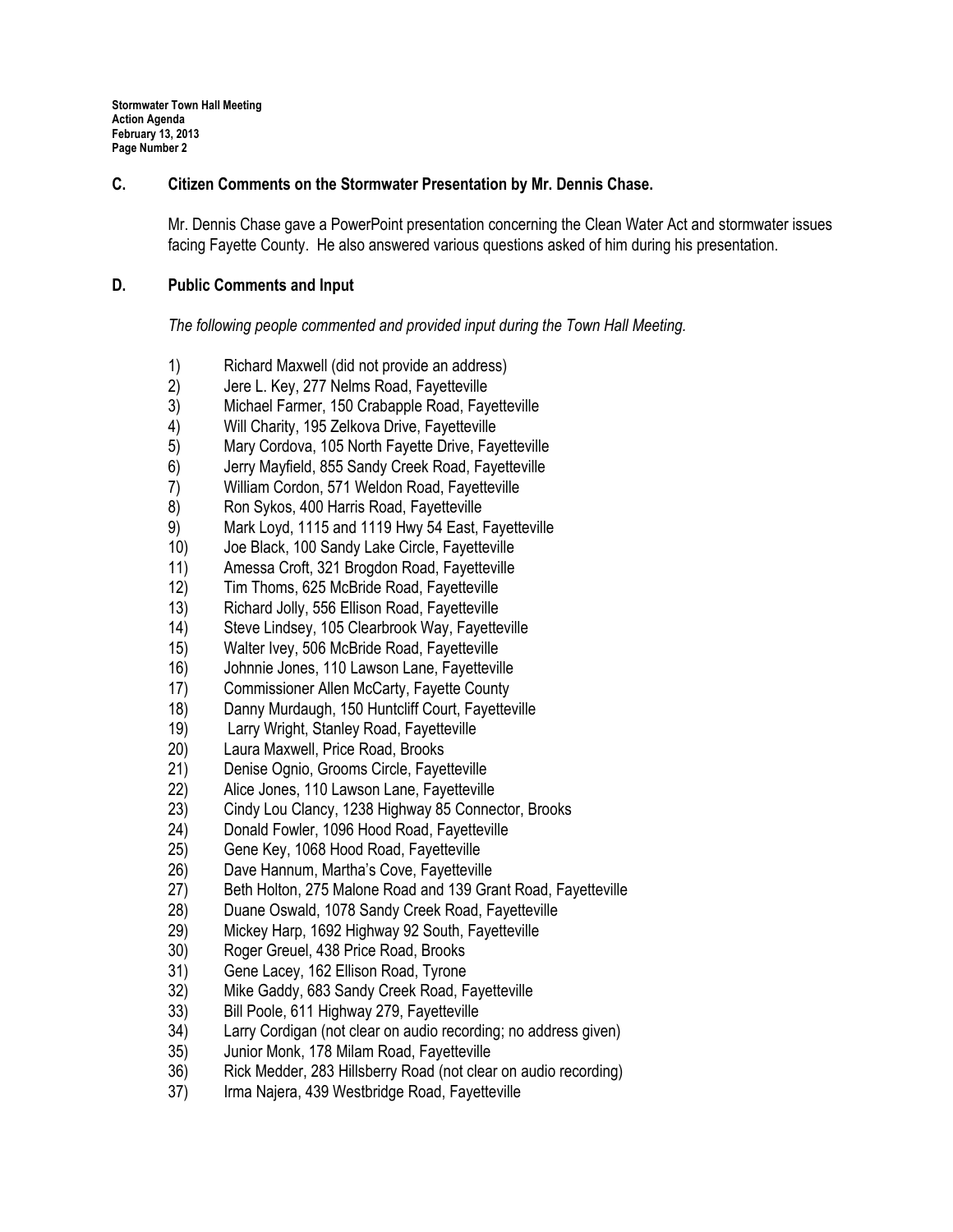## C. Citizen Comments on the Stormwater Presentation by Mr. Dennis Chase.

Mr. Dennis Chase gave a PowerPoint presentation concerning the Clean Water Act and stormwater issues facing Fayette County. He also answered various questions asked of him during his presentation.

## D. Public Comments and Input

*The following people commented and provided input during the Town Hall Meeting.*

1) Richard Maxwell (did not provide an address)
2) Jere L. Key, 277 Nelms Road, Fayetteville
3) Michael Farmer, 150 Crabapple Road, Fayetteville
4) Will Charity, 195 Zelkova Drive, Fayetteville
5) Mary Cordova, 105 North Fayette Drive, Fayetteville
6) Jerry Mayfield, 855 Sandy Creek Road, Fayetteville
7) William Cordon, 571 Weldon Road, Fayetteville
8) Ron Sykos, 400 Harris Road, Fayetteville
9) Mark Loyd, 1115 and 1119 Hwy 54 East, Fayetteville
10) Joe Black, 100 Sandy Lake Circle, Fayetteville
11) Amessa Croft, 321 Brogdon Road, Fayetteville
12) Tim Thoms, 625 McBride Road, Fayetteville
13) Richard Jolly, 556 Ellison Road, Fayetteville
14) Steve Lindsey, 105 Clearbrook Way, Fayetteville
15) Walter Ivey, 506 McBride Road, Fayetteville
16) Johnnie Jones, 110 Lawson Lane, Fayetteville
17) Commissioner Allen McCarty, Fayette County
18) Danny Murdaugh, 150 Huntcliff Court, Fayetteville
19) Larry Wright, Stanley Road, Fayetteville
20) Laura Maxwell, Price Road, Brooks
21) Denise Ognio, Grooms Circle, Fayetteville
22) Alice Jones, 110 Lawson Lane, Fayetteville
23) Cindy Lou Clancy, 1238 Highway 85 Connector, Brooks
24) Donald Fowler, 1096 Hood Road, Fayetteville
25) Gene Key, 1068 Hood Road, Fayetteville
26) Dave Hannum, Martha's Cove, Fayetteville
27) Beth Holton, 275 Malone Road and 139 Grant Road, Fayetteville
28) Duane Oswald, 1078 Sandy Creek Road, Fayetteville
29) Mickey Harp, 1692 Highway 92 South, Fayetteville
30) Roger Greuel, 438 Price Road, Brooks
31) Gene Lacey, 162 Ellison Road, Tyrone
32) Mike Gaddy, 683 Sandy Creek Road, Fayetteville
33) Bill Poole, 611 Highway 279, Fayetteville
34) Larry Cordigan (not clear on audio recording; no address given)
35) Junior Monk, 178 Milam Road, Fayetteville
36) Rick Medder, 283 Hillsberry Road (not clear on audio recording)
37) Irma Najera, 439 Westbridge Road, Fayetteville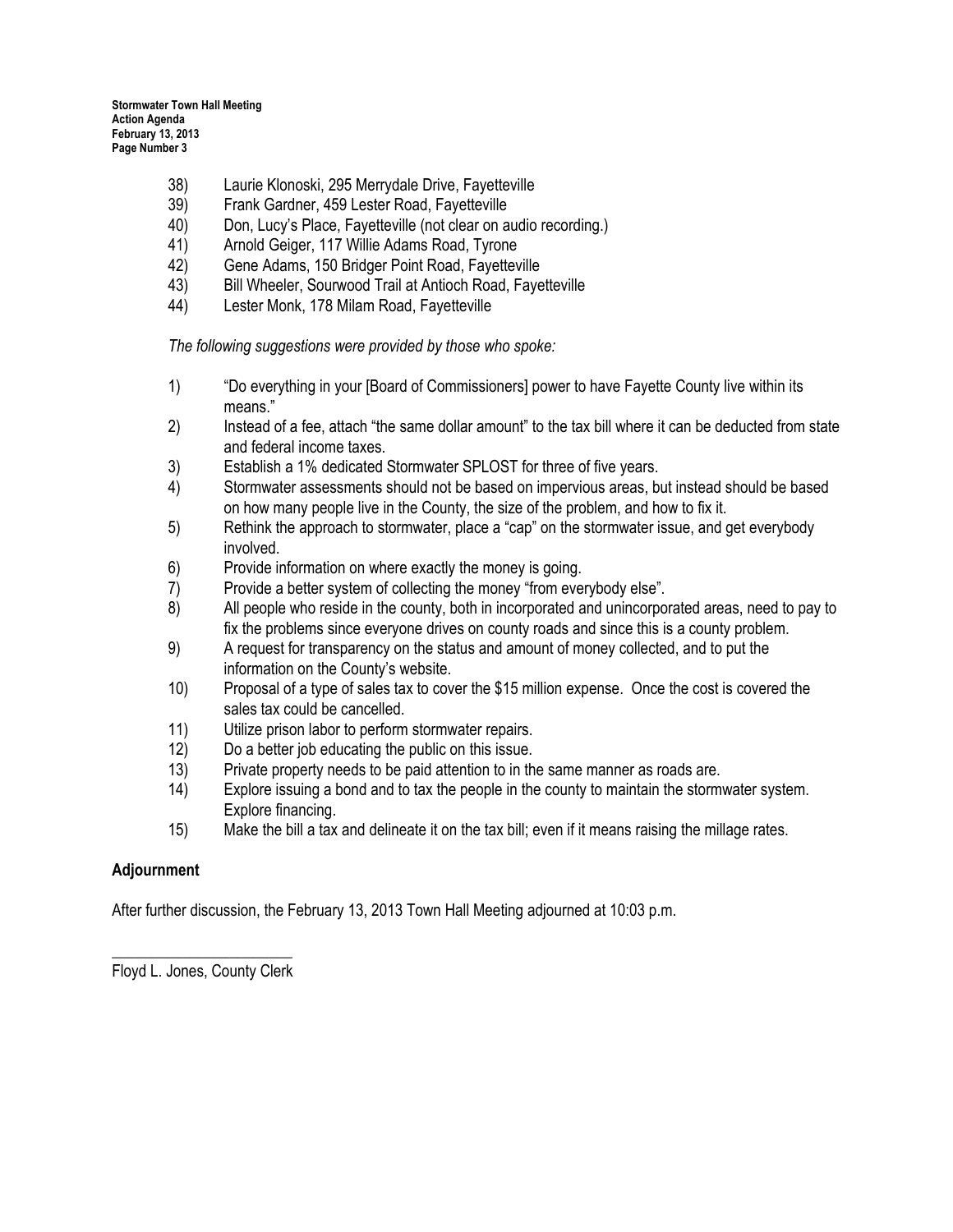38) Laurie Klonoski, 295 Merrydale Drive, Fayetteville
39) Frank Gardner, 459 Lester Road, Fayetteville
40) Don, Lucy's Place, Fayetteville (not clear on audio recording.)
41) Arnold Geiger, 117 Willie Adams Road, Tyrone
42) Gene Adams, 150 Bridger Point Road, Fayetteville
43) Bill Wheeler, Sourwood Trail at Antioch Road, Fayetteville
44) Lester Monk, 178 Milam Road, Fayetteville

*The following suggestions were provided by those who spoke:*

1) "Do everything in your [Board of Commissioners] power to have Fayette County live within its means."
2) Instead of a fee, attach "the same dollar amount" to the tax bill where it can be deducted from state and federal income taxes.
3) Establish a 1% dedicated Stormwater SPLOST for three of five years.
4) Stormwater assessments should not be based on impervious areas, but instead should be based on how many people live in the County, the size of the problem, and how to fix it.
5) Rethink the approach to stormwater, place a "cap" on the stormwater issue, and get everybody involved.
6) Provide information on where exactly the money is going.
7) Provide a better system of collecting the money "from everybody else".
8) All people who reside in the county, both in incorporated and unincorporated areas, need to pay to fix the problems since everyone drives on county roads and since this is a county problem.
9) A request for transparency on the status and amount of money collected, and to put the information on the County's website.
10) Proposal of a type of sales tax to cover the $15 million expense. Once the cost is covered the sales tax could be cancelled.
11) Utilize prison labor to perform stormwater repairs.
12) Do a better job educating the public on this issue.
13) Private property needs to be paid attention to in the same manner as roads are.
14) Explore issuing a bond and to tax the people in the county to maintain the stormwater system. Explore financing.
15) Make the bill a tax and delineate it on the tax bill; even if it means raising the millage rates.

## Adjournment

After further discussion, the February 13, 2013 Town Hall Meeting adjourned at 10:03 p.m.

\_\_\_\_\_\_\_\_\_\_\_\_\_\_\_\_\_\_\_\_\_\_\_\_

Floyd L. Jones, County Clerk